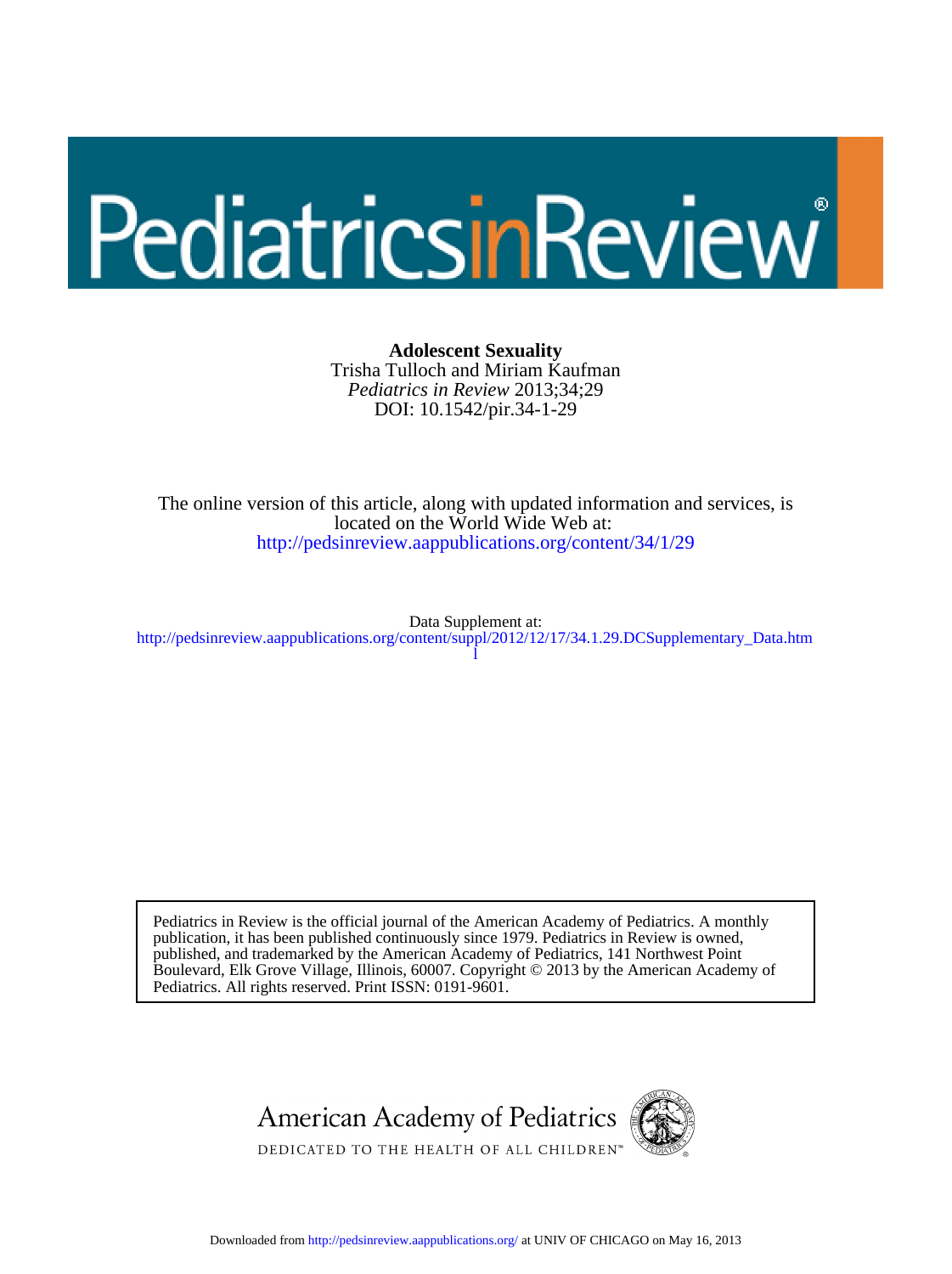PediatricsinReview®

**Adolescent Sexuality**

Trisha Tulloch and Miriam Kaufman

*Pediatrics in Review* 2013;34;29

DOI: 10.1542/pir.34-1-29

The online version of this article, along with updated information and services, is located on the World Wide Web at:

http://pedsinreview.aappublications.org/content/34/1/29

Data Supplement at:

http://pedsinreview.aappublications.org/content/suppl/2012/12/17/34.1.29.DCSupplementary_Data.html

Pediatrics in Review is the official journal of the American Academy of Pediatrics. A monthly publication, it has been published continuously since 1979. Pediatrics in Review is owned, published, and trademarked by the American Academy of Pediatrics, 141 Northwest Point Boulevard, Elk Grove Village, Illinois, 60007. Copyright © 2013 by the American Academy of Pediatrics. All rights reserved. Print ISSN: 0191-9601.

American Academy of Pediatrics

DEDICATED TO THE HEALTH OF ALL CHILDREN™

Downloaded from http://pedsinreview.aappublications.org/ at UNIV OF CHICAGO on May 16, 2013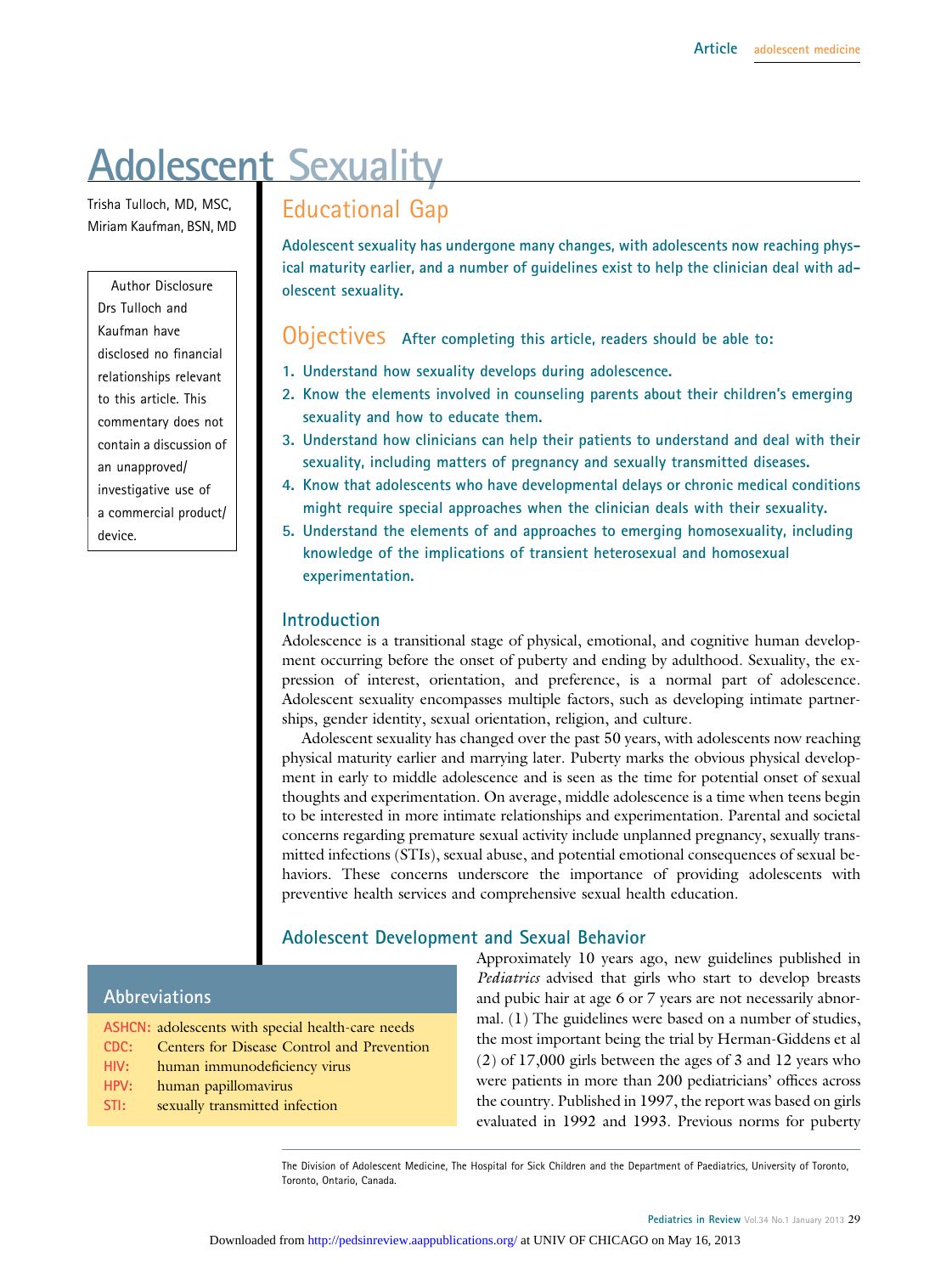# Adolescent Sexuality

Trisha Tulloch, MD, MSC, Miriam Kaufman, BSN, MD

Author Disclosure
Drs Tulloch and Kaufman have disclosed no financial relationships relevant to this article. This commentary does not contain a discussion of an unapproved/investigative use of a commercial product/device.

## Educational Gap

Adolescent sexuality has undergone many changes, with adolescents now reaching physical maturity earlier, and a number of guidelines exist to help the clinician deal with adolescent sexuality.

## Objectives

After completing this article, readers should be able to:

1. Understand how sexuality develops during adolescence.
2. Know the elements involved in counseling parents about their children's emerging sexuality and how to educate them.
3. Understand how clinicians can help their patients to understand and deal with their sexuality, including matters of pregnancy and sexually transmitted diseases.
4. Know that adolescents who have developmental delays or chronic medical conditions might require special approaches when the clinician deals with their sexuality.
5. Understand the elements of and approaches to emerging homosexuality, including knowledge of the implications of transient heterosexual and homosexual experimentation.

## Introduction

Adolescence is a transitional stage of physical, emotional, and cognitive human development occurring before the onset of puberty and ending by adulthood. Sexuality, the expression of interest, orientation, and preference, is a normal part of adolescence. Adolescent sexuality encompasses multiple factors, such as developing intimate partnerships, gender identity, sexual orientation, religion, and culture.

Adolescent sexuality has changed over the past 50 years, with adolescents now reaching physical maturity earlier and marrying later. Puberty marks the obvious physical development in early to middle adolescence and is seen as the time for potential onset of sexual thoughts and experimentation. On average, middle adolescence is a time when teens begin to be interested in more intimate relationships and experimentation. Parental and societal concerns regarding premature sexual activity include unplanned pregnancy, sexually transmitted infections (STIs), sexual abuse, and potential emotional consequences of sexual behaviors. These concerns underscore the importance of providing adolescents with preventive health services and comprehensive sexual health education.

## Adolescent Development and Sexual Behavior

Approximately 10 years ago, new guidelines published in *Pediatrics* advised that girls who start to develop breasts and pubic hair at age 6 or 7 years are not necessarily abnormal. (1) The guidelines were based on a number of studies, the most important being the trial by Herman-Giddens et al (2) of 17,000 girls between the ages of 3 and 12 years who were patients in more than 200 pediatricians' offices across the country. Published in 1997, the report was based on girls evaluated in 1992 and 1993. Previous norms for puberty

### Abbreviations

| | |
|---|---|
| ASHCN: | adolescents with special health-care needs |
| CDC: | Centers for Disease Control and Prevention |
| HIV: | human immunodeficiency virus |
| HPV: | human papillomavirus |
| STI: | sexually transmitted infection |

The Division of Adolescent Medicine, The Hospital for Sick Children and the Department of Paediatrics, University of Toronto, Toronto, Ontario, Canada.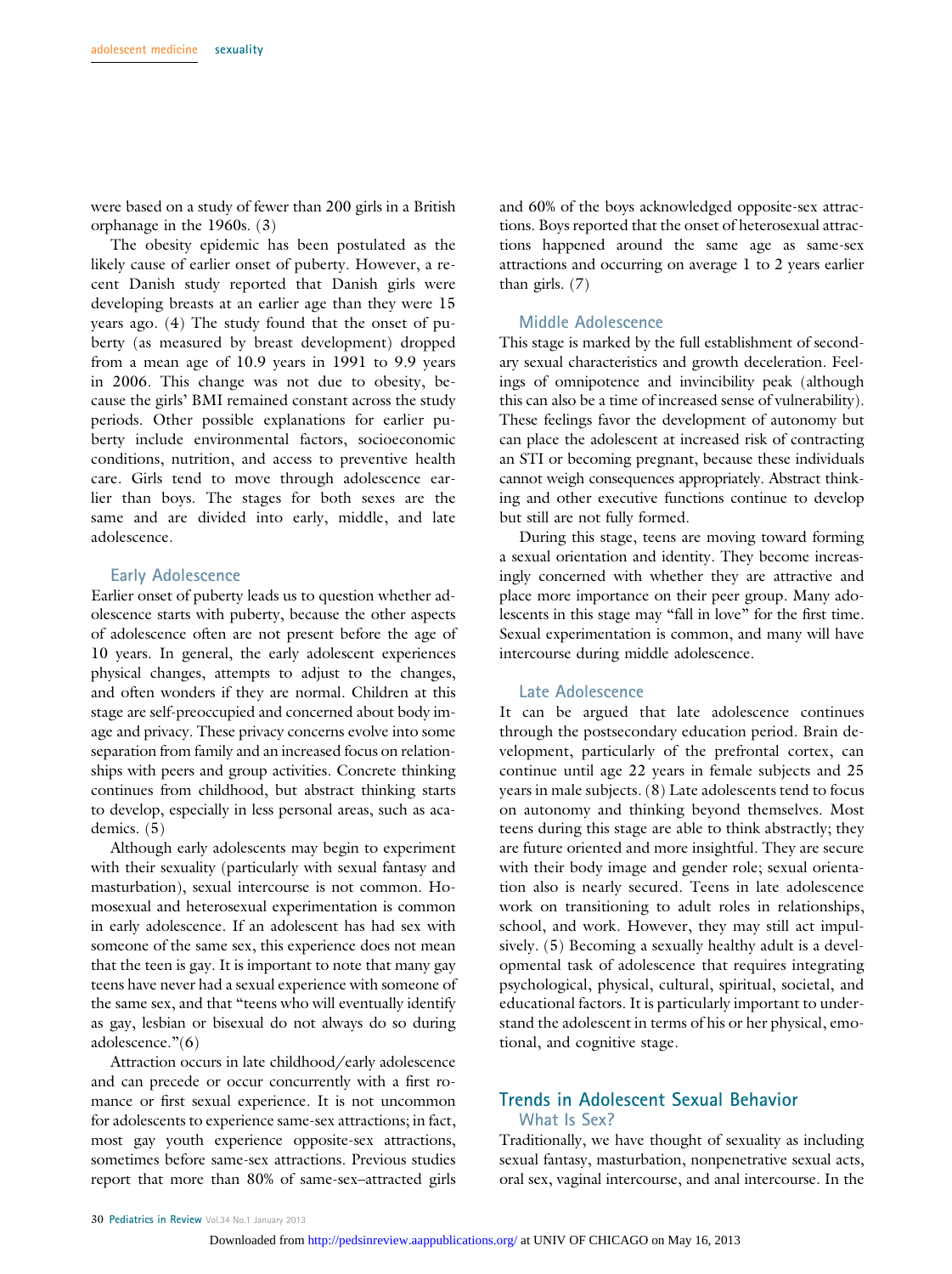were based on a study of fewer than 200 girls in a British orphanage in the 1960s. (3)

The obesity epidemic has been postulated as the likely cause of earlier onset of puberty. However, a recent Danish study reported that Danish girls were developing breasts at an earlier age than they were 15 years ago. (4) The study found that the onset of puberty (as measured by breast development) dropped from a mean age of 10.9 years in 1991 to 9.9 years in 2006. This change was not due to obesity, because the girls' BMI remained constant across the study periods. Other possible explanations for earlier puberty include environmental factors, socioeconomic conditions, nutrition, and access to preventive health care. Girls tend to move through adolescence earlier than boys. The stages for both sexes are the same and are divided into early, middle, and late adolescence.

### Early Adolescence

Earlier onset of puberty leads us to question whether adolescence starts with puberty, because the other aspects of adolescence often are not present before the age of 10 years. In general, the early adolescent experiences physical changes, attempts to adjust to the changes, and often wonders if they are normal. Children at this stage are self-preoccupied and concerned about body image and privacy. These privacy concerns evolve into some separation from family and an increased focus on relationships with peers and group activities. Concrete thinking continues from childhood, but abstract thinking starts to develop, especially in less personal areas, such as academics. (5)

Although early adolescents may begin to experiment with their sexuality (particularly with sexual fantasy and masturbation), sexual intercourse is not common. Homosexual and heterosexual experimentation is common in early adolescence. If an adolescent has had sex with someone of the same sex, this experience does not mean that the teen is gay. It is important to note that many gay teens have never had a sexual experience with someone of the same sex, and that "teens who will eventually identify as gay, lesbian or bisexual do not always do so during adolescence."(6)

Attraction occurs in late childhood/early adolescence and can precede or occur concurrently with a first romance or first sexual experience. It is not uncommon for adolescents to experience same-sex attractions; in fact, most gay youth experience opposite-sex attractions, sometimes before same-sex attractions. Previous studies report that more than 80% of same-sex–attracted girls and 60% of the boys acknowledged opposite-sex attractions. Boys reported that the onset of heterosexual attractions happened around the same age as same-sex attractions and occurring on average 1 to 2 years earlier than girls. (7)

### Middle Adolescence

This stage is marked by the full establishment of secondary sexual characteristics and growth deceleration. Feelings of omnipotence and invincibility peak (although this can also be a time of increased sense of vulnerability). These feelings favor the development of autonomy but can place the adolescent at increased risk of contracting an STI or becoming pregnant, because these individuals cannot weigh consequences appropriately. Abstract thinking and other executive functions continue to develop but still are not fully formed.

During this stage, teens are moving toward forming a sexual orientation and identity. They become increasingly concerned with whether they are attractive and place more importance on their peer group. Many adolescents in this stage may "fall in love" for the first time. Sexual experimentation is common, and many will have intercourse during middle adolescence.

### Late Adolescence

It can be argued that late adolescence continues through the postsecondary education period. Brain development, particularly of the prefrontal cortex, can continue until age 22 years in female subjects and 25 years in male subjects. (8) Late adolescents tend to focus on autonomy and thinking beyond themselves. Most teens during this stage are able to think abstractly; they are future oriented and more insightful. They are secure with their body image and gender role; sexual orientation also is nearly secured. Teens in late adolescence work on transitioning to adult roles in relationships, school, and work. However, they may still act impulsively. (5) Becoming a sexually healthy adult is a developmental task of adolescence that requires integrating psychological, physical, cultural, spiritual, societal, and educational factors. It is particularly important to understand the adolescent in terms of his or her physical, emotional, and cognitive stage.

## Trends in Adolescent Sexual Behavior

### What Is Sex?

Traditionally, we have thought of sexuality as including sexual fantasy, masturbation, nonpenetrative sexual acts, oral sex, vaginal intercourse, and anal intercourse. In the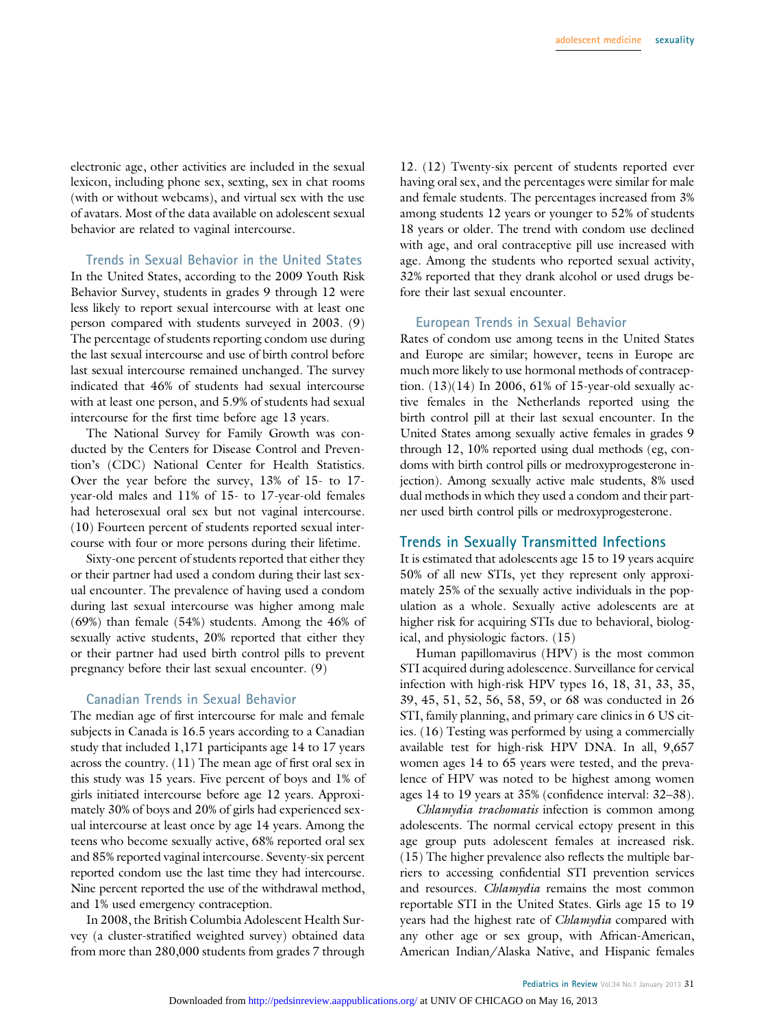electronic age, other activities are included in the sexual lexicon, including phone sex, sexting, sex in chat rooms (with or without webcams), and virtual sex with the use of avatars. Most of the data available on adolescent sexual behavior are related to vaginal intercourse.

### Trends in Sexual Behavior in the United States

In the United States, according to the 2009 Youth Risk Behavior Survey, students in grades 9 through 12 were less likely to report sexual intercourse with at least one person compared with students surveyed in 2003. (9) The percentage of students reporting condom use during the last sexual intercourse and use of birth control before last sexual intercourse remained unchanged. The survey indicated that 46% of students had sexual intercourse with at least one person, and 5.9% of students had sexual intercourse for the first time before age 13 years.

The National Survey for Family Growth was conducted by the Centers for Disease Control and Prevention's (CDC) National Center for Health Statistics. Over the year before the survey, 13% of 15- to 17-year-old males and 11% of 15- to 17-year-old females had heterosexual oral sex but not vaginal intercourse. (10) Fourteen percent of students reported sexual intercourse with four or more persons during their lifetime.

Sixty-one percent of students reported that either they or their partner had used a condom during their last sexual encounter. The prevalence of having used a condom during last sexual intercourse was higher among male (69%) than female (54%) students. Among the 46% of sexually active students, 20% reported that either they or their partner had used birth control pills to prevent pregnancy before their last sexual encounter. (9)

### Canadian Trends in Sexual Behavior

The median age of first intercourse for male and female subjects in Canada is 16.5 years according to a Canadian study that included 1,171 participants age 14 to 17 years across the country. (11) The mean age of first oral sex in this study was 15 years. Five percent of boys and 1% of girls initiated intercourse before age 12 years. Approximately 30% of boys and 20% of girls had experienced sexual intercourse at least once by age 14 years. Among the teens who become sexually active, 68% reported oral sex and 85% reported vaginal intercourse. Seventy-six percent reported condom use the last time they had intercourse. Nine percent reported the use of the withdrawal method, and 1% used emergency contraception.

In 2008, the British Columbia Adolescent Health Survey (a cluster-stratified weighted survey) obtained data from more than 280,000 students from grades 7 through 12. (12) Twenty-six percent of students reported ever having oral sex, and the percentages were similar for male and female students. The percentages increased from 3% among students 12 years or younger to 52% of students 18 years or older. The trend with condom use declined with age, and oral contraceptive pill use increased with age. Among the students who reported sexual activity, 32% reported that they drank alcohol or used drugs before their last sexual encounter.

### European Trends in Sexual Behavior

Rates of condom use among teens in the United States and Europe are similar; however, teens in Europe are much more likely to use hormonal methods of contraception. (13)(14) In 2006, 61% of 15-year-old sexually active females in the Netherlands reported using the birth control pill at their last sexual encounter. In the United States among sexually active females in grades 9 through 12, 10% reported using dual methods (eg, condoms with birth control pills or medroxyprogesterone injection). Among sexually active male students, 8% used dual methods in which they used a condom and their partner used birth control pills or medroxyprogesterone.

## Trends in Sexually Transmitted Infections

It is estimated that adolescents age 15 to 19 years acquire 50% of all new STIs, yet they represent only approximately 25% of the sexually active individuals in the population as a whole. Sexually active adolescents are at higher risk for acquiring STIs due to behavioral, biological, and physiologic factors. (15)

Human papillomavirus (HPV) is the most common STI acquired during adolescence. Surveillance for cervical infection with high-risk HPV types 16, 18, 31, 33, 35, 39, 45, 51, 52, 56, 58, 59, or 68 was conducted in 26 STI, family planning, and primary care clinics in 6 US cities. (16) Testing was performed by using a commercially available test for high-risk HPV DNA. In all, 9,657 women ages 14 to 65 years were tested, and the prevalence of HPV was noted to be highest among women ages 14 to 19 years at 35% (confidence interval: 32–38).

*Chlamydia trachomatis* infection is common among adolescents. The normal cervical ectopy present in this age group puts adolescent females at increased risk. (15) The higher prevalence also reflects the multiple barriers to accessing confidential STI prevention services and resources. *Chlamydia* remains the most common reportable STI in the United States. Girls age 15 to 19 years had the highest rate of *Chlamydia* compared with any other age or sex group, with African-American, American Indian/Alaska Native, and Hispanic females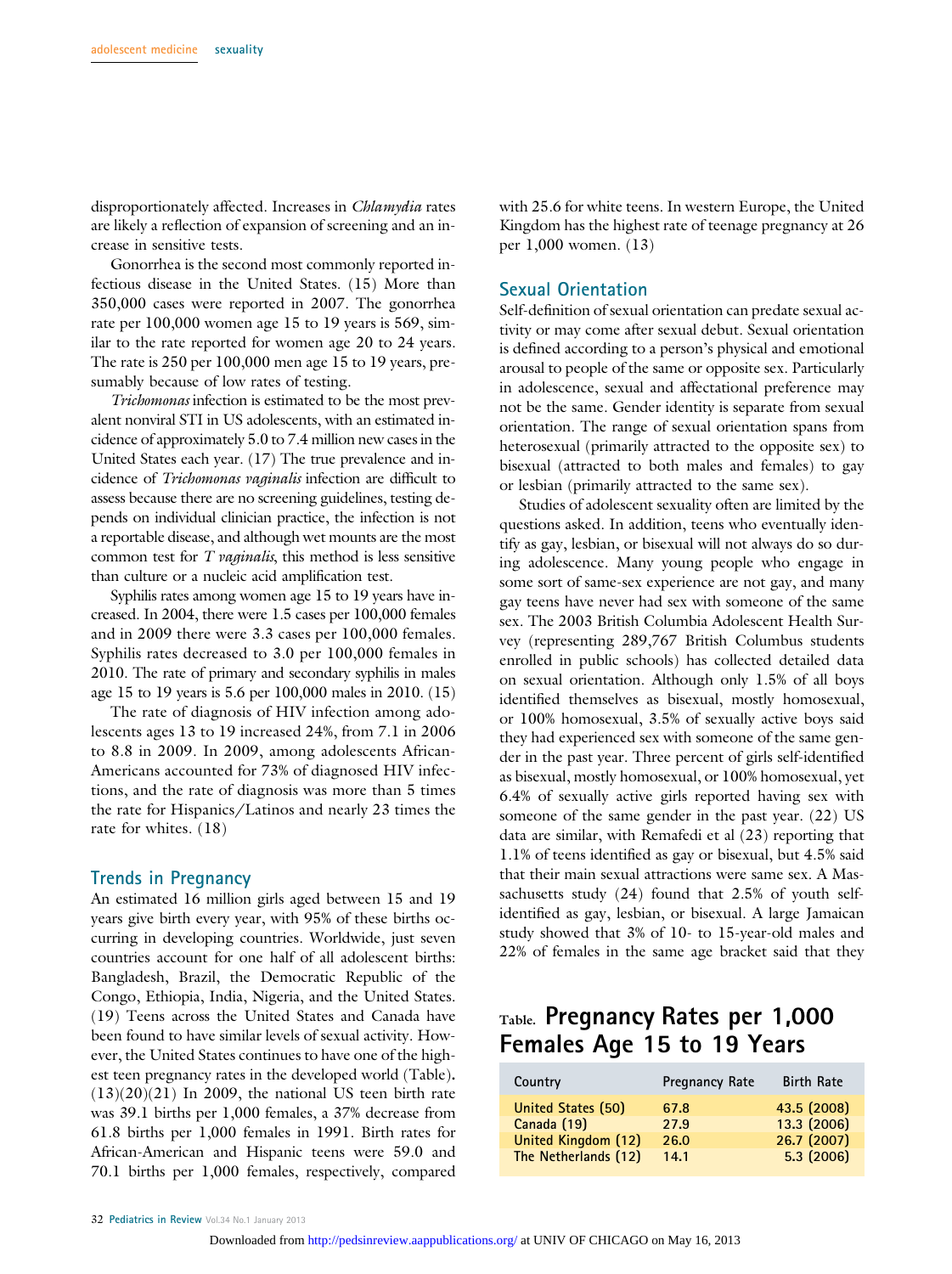disproportionately affected. Increases in *Chlamydia* rates are likely a reflection of expansion of screening and an increase in sensitive tests.

Gonorrhea is the second most commonly reported infectious disease in the United States. (15) More than 350,000 cases were reported in 2007. The gonorrhea rate per 100,000 women age 15 to 19 years is 569, similar to the rate reported for women age 20 to 24 years. The rate is 250 per 100,000 men age 15 to 19 years, presumably because of low rates of testing.

*Trichomonas* infection is estimated to be the most prevalent nonviral STI in US adolescents, with an estimated incidence of approximately 5.0 to 7.4 million new cases in the United States each year. (17) The true prevalence and incidence of *Trichomonas vaginalis* infection are difficult to assess because there are no screening guidelines, testing depends on individual clinician practice, the infection is not a reportable disease, and although wet mounts are the most common test for *T vaginalis*, this method is less sensitive than culture or a nucleic acid amplification test.

Syphilis rates among women age 15 to 19 years have increased. In 2004, there were 1.5 cases per 100,000 females and in 2009 there were 3.3 cases per 100,000 females. Syphilis rates decreased to 3.0 per 100,000 females in 2010. The rate of primary and secondary syphilis in males age 15 to 19 years is 5.6 per 100,000 males in 2010. (15)

The rate of diagnosis of HIV infection among adolescents ages 13 to 19 increased 24%, from 7.1 in 2006 to 8.8 in 2009. In 2009, among adolescents African-Americans accounted for 73% of diagnosed HIV infections, and the rate of diagnosis was more than 5 times the rate for Hispanics/Latinos and nearly 23 times the rate for whites. (18)

## Trends in Pregnancy

An estimated 16 million girls aged between 15 and 19 years give birth every year, with 95% of these births occurring in developing countries. Worldwide, just seven countries account for one half of all adolescent births: Bangladesh, Brazil, the Democratic Republic of the Congo, Ethiopia, India, Nigeria, and the United States. (19) Teens across the United States and Canada have been found to have similar levels of sexual activity. However, the United States continues to have one of the highest teen pregnancy rates in the developed world (Table). (13)(20)(21) In 2009, the national US teen birth rate was 39.1 births per 1,000 females, a 37% decrease from 61.8 births per 1,000 females in 1991. Birth rates for African-American and Hispanic teens were 59.0 and 70.1 births per 1,000 females, respectively, compared with 25.6 for white teens. In western Europe, the United Kingdom has the highest rate of teenage pregnancy at 26 per 1,000 women. (13)

## Sexual Orientation

Self-definition of sexual orientation can predate sexual activity or may come after sexual debut. Sexual orientation is defined according to a person's physical and emotional arousal to people of the same or opposite sex. Particularly in adolescence, sexual and affectational preference may not be the same. Gender identity is separate from sexual orientation. The range of sexual orientation spans from heterosexual (primarily attracted to the opposite sex) to bisexual (attracted to both males and females) to gay or lesbian (primarily attracted to the same sex).

Studies of adolescent sexuality often are limited by the questions asked. In addition, teens who eventually identify as gay, lesbian, or bisexual will not always do so during adolescence. Many young people who engage in some sort of same-sex experience are not gay, and many gay teens have never had sex with someone of the same sex. The 2003 British Columbia Adolescent Health Survey (representing 289,767 British Columbus students enrolled in public schools) has collected detailed data on sexual orientation. Although only 1.5% of all boys identified themselves as bisexual, mostly homosexual, or 100% homosexual, 3.5% of sexually active boys said they had experienced sex with someone of the same gender in the past year. Three percent of girls self-identified as bisexual, mostly homosexual, or 100% homosexual, yet 6.4% of sexually active girls reported having sex with someone of the same gender in the past year. (22) US data are similar, with Remafedi et al (23) reporting that 1.1% of teens identified as gay or bisexual, but 4.5% said that their main sexual attractions were same sex. A Massachusetts study (24) found that 2.5% of youth self-identified as gay, lesbian, or bisexual. A large Jamaican study showed that 3% of 10- to 15-year-old males and 22% of females in the same age bracket said that they

### Table. Pregnancy Rates per 1,000 Females Age 15 to 19 Years

| Country | Pregnancy Rate | Birth Rate |
|---|---|---|
| United States (50) | 67.8 | 43.5 (2008) |
| Canada (19) | 27.9 | 13.3 (2006) |
| United Kingdom (12) | 26.0 | 26.7 (2007) |
| The Netherlands (12) | 14.1 | 5.3 (2006) |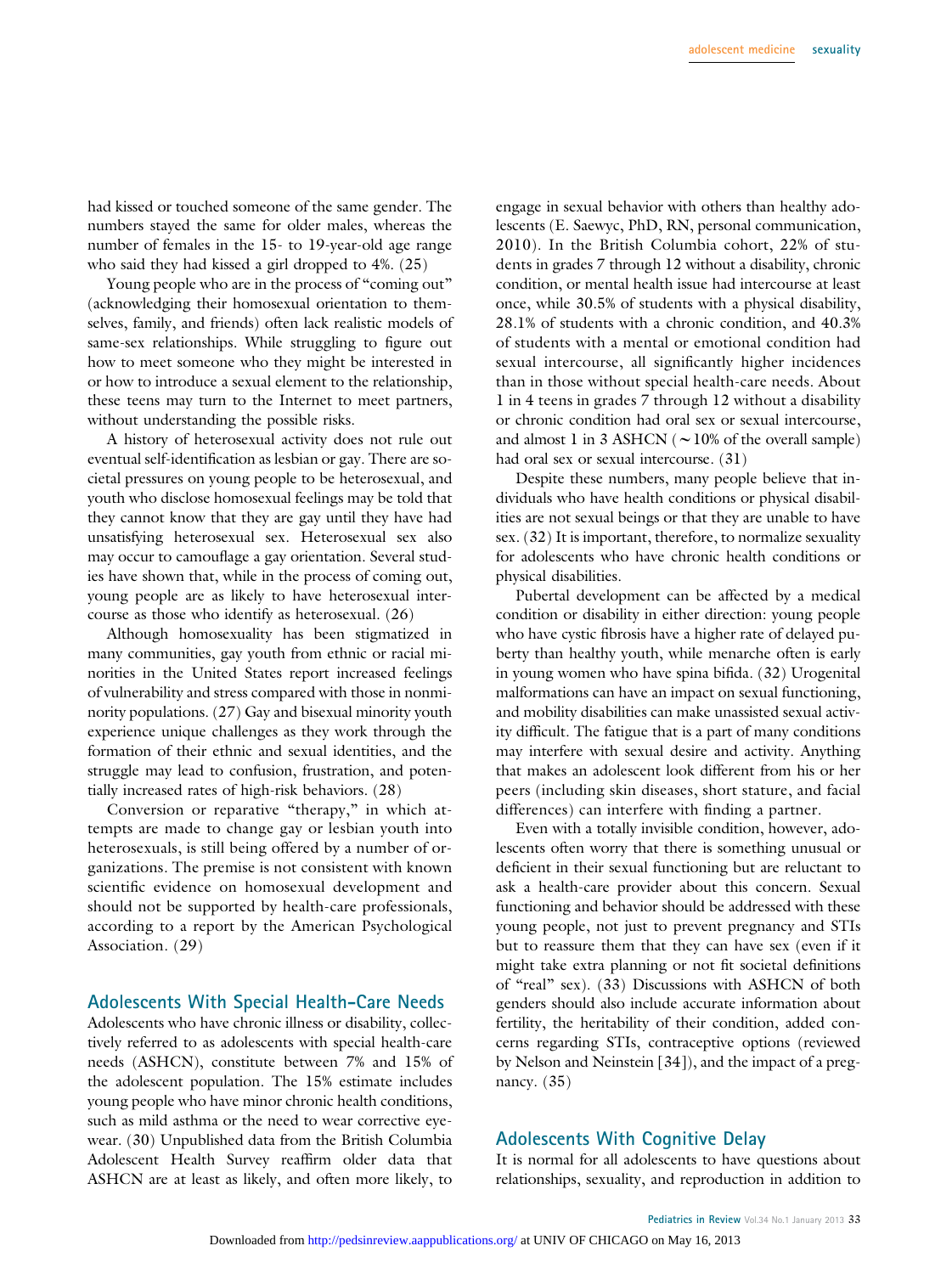had kissed or touched someone of the same gender. The numbers stayed the same for older males, whereas the number of females in the 15- to 19-year-old age range who said they had kissed a girl dropped to 4%. (25)

Young people who are in the process of "coming out" (acknowledging their homosexual orientation to themselves, family, and friends) often lack realistic models of same-sex relationships. While struggling to figure out how to meet someone who they might be interested in or how to introduce a sexual element to the relationship, these teens may turn to the Internet to meet partners, without understanding the possible risks.

A history of heterosexual activity does not rule out eventual self-identification as lesbian or gay. There are societal pressures on young people to be heterosexual, and youth who disclose homosexual feelings may be told that they cannot know that they are gay until they have had unsatisfying heterosexual sex. Heterosexual sex also may occur to camouflage a gay orientation. Several studies have shown that, while in the process of coming out, young people are as likely to have heterosexual intercourse as those who identify as heterosexual. (26)

Although homosexuality has been stigmatized in many communities, gay youth from ethnic or racial minorities in the United States report increased feelings of vulnerability and stress compared with those in nonminority populations. (27) Gay and bisexual minority youth experience unique challenges as they work through the formation of their ethnic and sexual identities, and the struggle may lead to confusion, frustration, and potentially increased rates of high-risk behaviors. (28)

Conversion or reparative "therapy," in which attempts are made to change gay or lesbian youth into heterosexuals, is still being offered by a number of organizations. The premise is not consistent with known scientific evidence on homosexual development and should not be supported by health-care professionals, according to a report by the American Psychological Association. (29)

## Adolescents With Special Health-Care Needs

Adolescents who have chronic illness or disability, collectively referred to as adolescents with special health-care needs (ASHCN), constitute between 7% and 15% of the adolescent population. The 15% estimate includes young people who have minor chronic health conditions, such as mild asthma or the need to wear corrective eyewear. (30) Unpublished data from the British Columbia Adolescent Health Survey reaffirm older data that ASHCN are at least as likely, and often more likely, to engage in sexual behavior with others than healthy adolescents (E. Saewyc, PhD, RN, personal communication, 2010). In the British Columbia cohort, 22% of students in grades 7 through 12 without a disability, chronic condition, or mental health issue had intercourse at least once, while 30.5% of students with a physical disability, 28.1% of students with a chronic condition, and 40.3% of students with a mental or emotional condition had sexual intercourse, all significantly higher incidences than in those without special health-care needs. About 1 in 4 teens in grades 7 through 12 without a disability or chronic condition had oral sex or sexual intercourse, and almost 1 in 3 ASHCN (~10% of the overall sample) had oral sex or sexual intercourse. (31)

Despite these numbers, many people believe that individuals who have health conditions or physical disabilities are not sexual beings or that they are unable to have sex. (32) It is important, therefore, to normalize sexuality for adolescents who have chronic health conditions or physical disabilities.

Pubertal development can be affected by a medical condition or disability in either direction: young people who have cystic fibrosis have a higher rate of delayed puberty than healthy youth, while menarche often is early in young women who have spina bifida. (32) Urogenital malformations can have an impact on sexual functioning, and mobility disabilities can make unassisted sexual activity difficult. The fatigue that is a part of many conditions may interfere with sexual desire and activity. Anything that makes an adolescent look different from his or her peers (including skin diseases, short stature, and facial differences) can interfere with finding a partner.

Even with a totally invisible condition, however, adolescents often worry that there is something unusual or deficient in their sexual functioning but are reluctant to ask a health-care provider about this concern. Sexual functioning and behavior should be addressed with these young people, not just to prevent pregnancy and STIs but to reassure them that they can have sex (even if it might take extra planning or not fit societal definitions of "real" sex). (33) Discussions with ASHCN of both genders should also include accurate information about fertility, the heritability of their condition, added concerns regarding STIs, contraceptive options (reviewed by Nelson and Neinstein [34]), and the impact of a pregnancy. (35)

## Adolescents With Cognitive Delay

It is normal for all adolescents to have questions about relationships, sexuality, and reproduction in addition to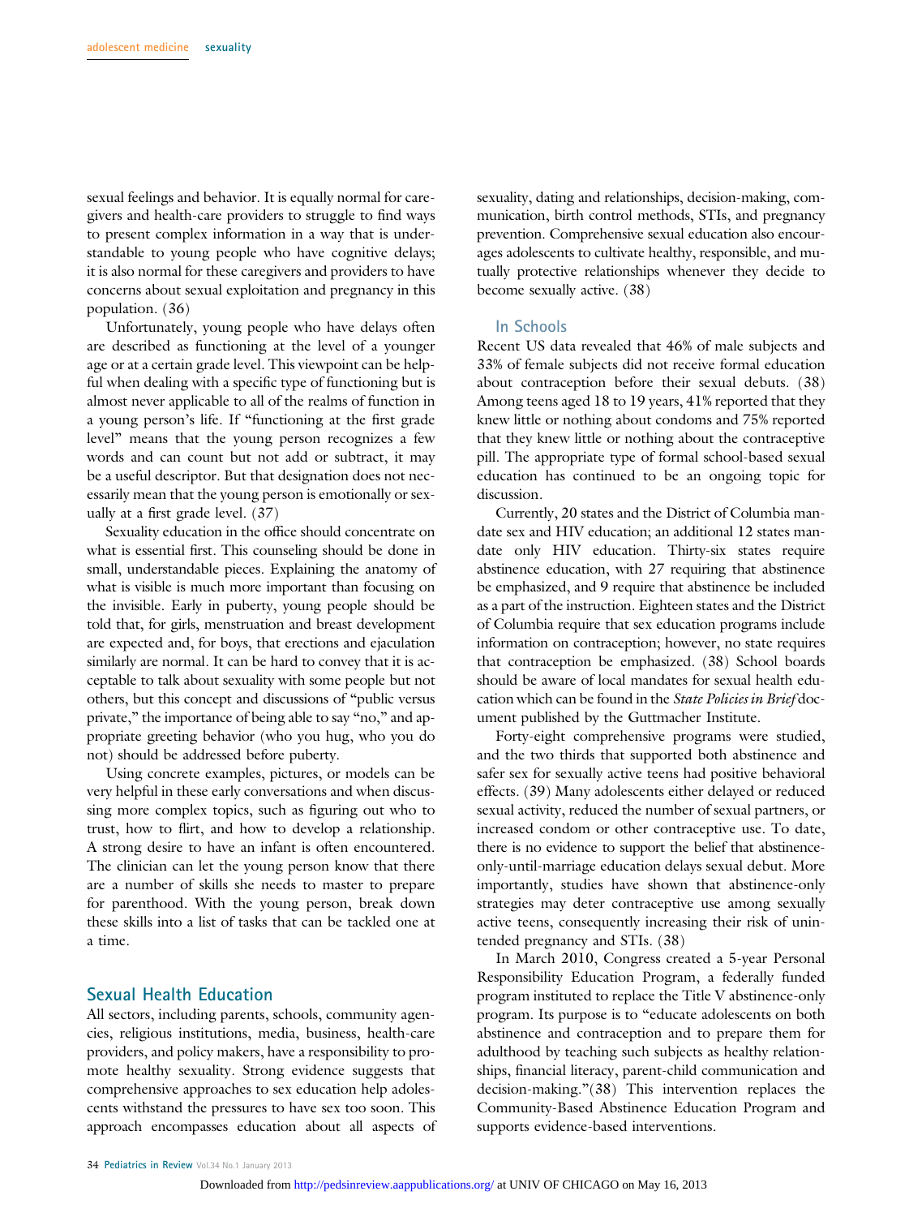sexual feelings and behavior. It is equally normal for caregivers and health-care providers to struggle to find ways to present complex information in a way that is understandable to young people who have cognitive delays; it is also normal for these caregivers and providers to have concerns about sexual exploitation and pregnancy in this population. (36)

Unfortunately, young people who have delays often are described as functioning at the level of a younger age or at a certain grade level. This viewpoint can be helpful when dealing with a specific type of functioning but is almost never applicable to all of the realms of function in a young person's life. If "functioning at the first grade level" means that the young person recognizes a few words and can count but not add or subtract, it may be a useful descriptor. But that designation does not necessarily mean that the young person is emotionally or sexually at a first grade level. (37)

Sexuality education in the office should concentrate on what is essential first. This counseling should be done in small, understandable pieces. Explaining the anatomy of what is visible is much more important than focusing on the invisible. Early in puberty, young people should be told that, for girls, menstruation and breast development are expected and, for boys, that erections and ejaculation similarly are normal. It can be hard to convey that it is acceptable to talk about sexuality with some people but not others, but this concept and discussions of "public versus private," the importance of being able to say "no," and appropriate greeting behavior (who you hug, who you do not) should be addressed before puberty.

Using concrete examples, pictures, or models can be very helpful in these early conversations and when discussing more complex topics, such as figuring out who to trust, how to flirt, and how to develop a relationship. A strong desire to have an infant is often encountered. The clinician can let the young person know that there are a number of skills she needs to master to prepare for parenthood. With the young person, break down these skills into a list of tasks that can be tackled one at a time.

## Sexual Health Education

All sectors, including parents, schools, community agencies, religious institutions, media, business, health-care providers, and policy makers, have a responsibility to promote healthy sexuality. Strong evidence suggests that comprehensive approaches to sex education help adolescents withstand the pressures to have sex too soon. This approach encompasses education about all aspects of sexuality, dating and relationships, decision-making, communication, birth control methods, STIs, and pregnancy prevention. Comprehensive sexual education also encourages adolescents to cultivate healthy, responsible, and mutually protective relationships whenever they decide to become sexually active. (38)

### In Schools

Recent US data revealed that 46% of male subjects and 33% of female subjects did not receive formal education about contraception before their sexual debuts. (38) Among teens aged 18 to 19 years, 41% reported that they knew little or nothing about condoms and 75% reported that they knew little or nothing about the contraceptive pill. The appropriate type of formal school-based sexual education has continued to be an ongoing topic for discussion.

Currently, 20 states and the District of Columbia mandate sex and HIV education; an additional 12 states mandate only HIV education. Thirty-six states require abstinence education, with 27 requiring that abstinence be emphasized, and 9 require that abstinence be included as a part of the instruction. Eighteen states and the District of Columbia require that sex education programs include information on contraception; however, no state requires that contraception be emphasized. (38) School boards should be aware of local mandates for sexual health education which can be found in the *State Policies in Brief* document published by the Guttmacher Institute.

Forty-eight comprehensive programs were studied, and the two thirds that supported both abstinence and safer sex for sexually active teens had positive behavioral effects. (39) Many adolescents either delayed or reduced sexual activity, reduced the number of sexual partners, or increased condom or other contraceptive use. To date, there is no evidence to support the belief that abstinence-only-until-marriage education delays sexual debut. More importantly, studies have shown that abstinence-only strategies may deter contraceptive use among sexually active teens, consequently increasing their risk of unintended pregnancy and STIs. (38)

In March 2010, Congress created a 5-year Personal Responsibility Education Program, a federally funded program instituted to replace the Title V abstinence-only program. Its purpose is to "educate adolescents on both abstinence and contraception and to prepare them for adulthood by teaching such subjects as healthy relationships, financial literacy, parent-child communication and decision-making."(38) This intervention replaces the Community-Based Abstinence Education Program and supports evidence-based interventions.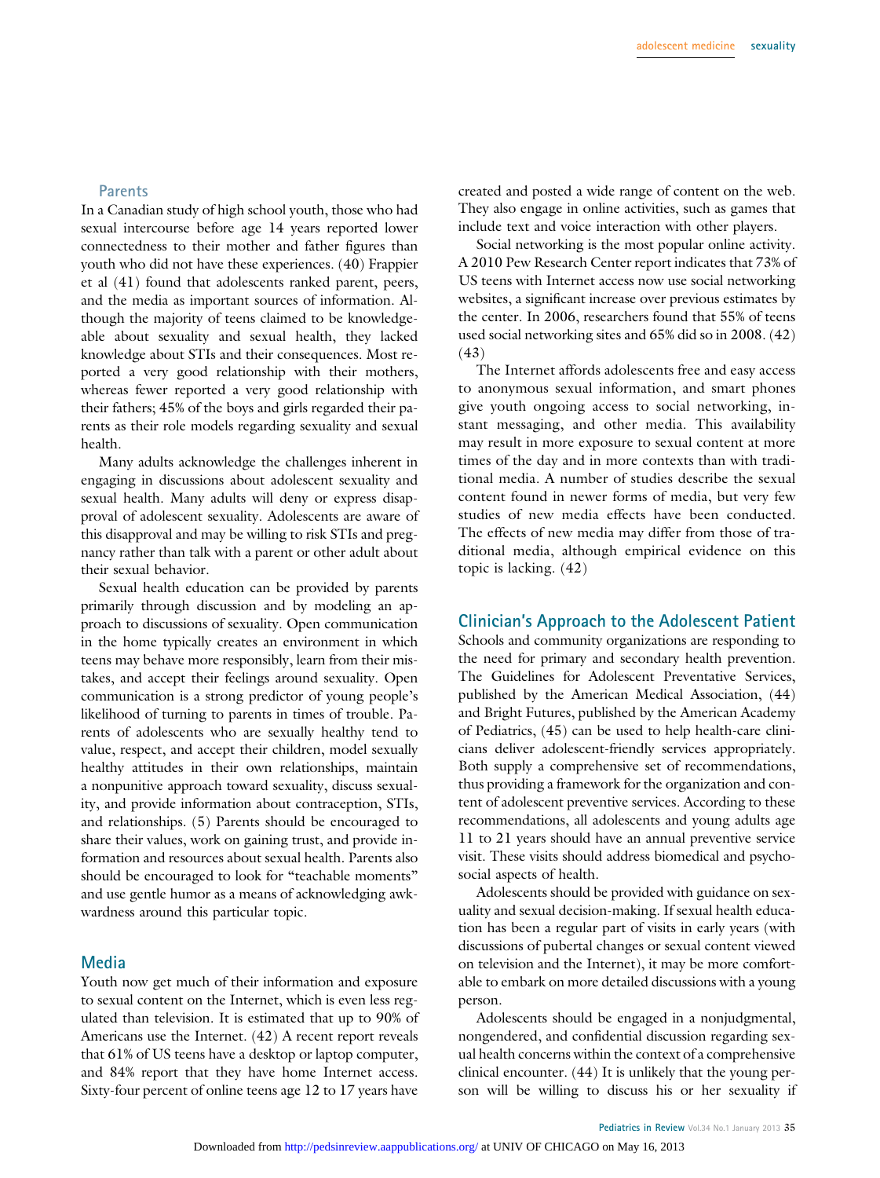## Parents

In a Canadian study of high school youth, those who had sexual intercourse before age 14 years reported lower connectedness to their mother and father figures than youth who did not have these experiences. (40) Frappier et al (41) found that adolescents ranked parent, peers, and the media as important sources of information. Although the majority of teens claimed to be knowledgeable about sexuality and sexual health, they lacked knowledge about STIs and their consequences. Most reported a very good relationship with their mothers, whereas fewer reported a very good relationship with their fathers; 45% of the boys and girls regarded their parents as their role models regarding sexuality and sexual health.

Many adults acknowledge the challenges inherent in engaging in discussions about adolescent sexuality and sexual health. Many adults will deny or express disapproval of adolescent sexuality. Adolescents are aware of this disapproval and may be willing to risk STIs and pregnancy rather than talk with a parent or other adult about their sexual behavior.

Sexual health education can be provided by parents primarily through discussion and by modeling an approach to discussions of sexuality. Open communication in the home typically creates an environment in which teens may behave more responsibly, learn from their mistakes, and accept their feelings around sexuality. Open communication is a strong predictor of young people's likelihood of turning to parents in times of trouble. Parents of adolescents who are sexually healthy tend to value, respect, and accept their children, model sexually healthy attitudes in their own relationships, maintain a nonpunitive approach toward sexuality, discuss sexuality, and provide information about contraception, STIs, and relationships. (5) Parents should be encouraged to share their values, work on gaining trust, and provide information and resources about sexual health. Parents also should be encouraged to look for "teachable moments" and use gentle humor as a means of acknowledging awkwardness around this particular topic.

## Media

Youth now get much of their information and exposure to sexual content on the Internet, which is even less regulated than television. It is estimated that up to 90% of Americans use the Internet. (42) A recent report reveals that 61% of US teens have a desktop or laptop computer, and 84% report that they have home Internet access. Sixty-four percent of online teens age 12 to 17 years have created and posted a wide range of content on the web. They also engage in online activities, such as games that include text and voice interaction with other players.

Social networking is the most popular online activity. A 2010 Pew Research Center report indicates that 73% of US teens with Internet access now use social networking websites, a significant increase over previous estimates by the center. In 2006, researchers found that 55% of teens used social networking sites and 65% did so in 2008. (42) (43)

The Internet affords adolescents free and easy access to anonymous sexual information, and smart phones give youth ongoing access to social networking, instant messaging, and other media. This availability may result in more exposure to sexual content at more times of the day and in more contexts than with traditional media. A number of studies describe the sexual content found in newer forms of media, but very few studies of new media effects have been conducted. The effects of new media may differ from those of traditional media, although empirical evidence on this topic is lacking. (42)

## Clinician's Approach to the Adolescent Patient

Schools and community organizations are responding to the need for primary and secondary health prevention. The Guidelines for Adolescent Preventative Services, published by the American Medical Association, (44) and Bright Futures, published by the American Academy of Pediatrics, (45) can be used to help health-care clinicians deliver adolescent-friendly services appropriately. Both supply a comprehensive set of recommendations, thus providing a framework for the organization and content of adolescent preventive services. According to these recommendations, all adolescents and young adults age 11 to 21 years should have an annual preventive service visit. These visits should address biomedical and psychosocial aspects of health.

Adolescents should be provided with guidance on sexuality and sexual decision-making. If sexual health education has been a regular part of visits in early years (with discussions of pubertal changes or sexual content viewed on television and the Internet), it may be more comfortable to embark on more detailed discussions with a young person.

Adolescents should be engaged in a nonjudgmental, nongendered, and confidential discussion regarding sexual health concerns within the context of a comprehensive clinical encounter. (44) It is unlikely that the young person will be willing to discuss his or her sexuality if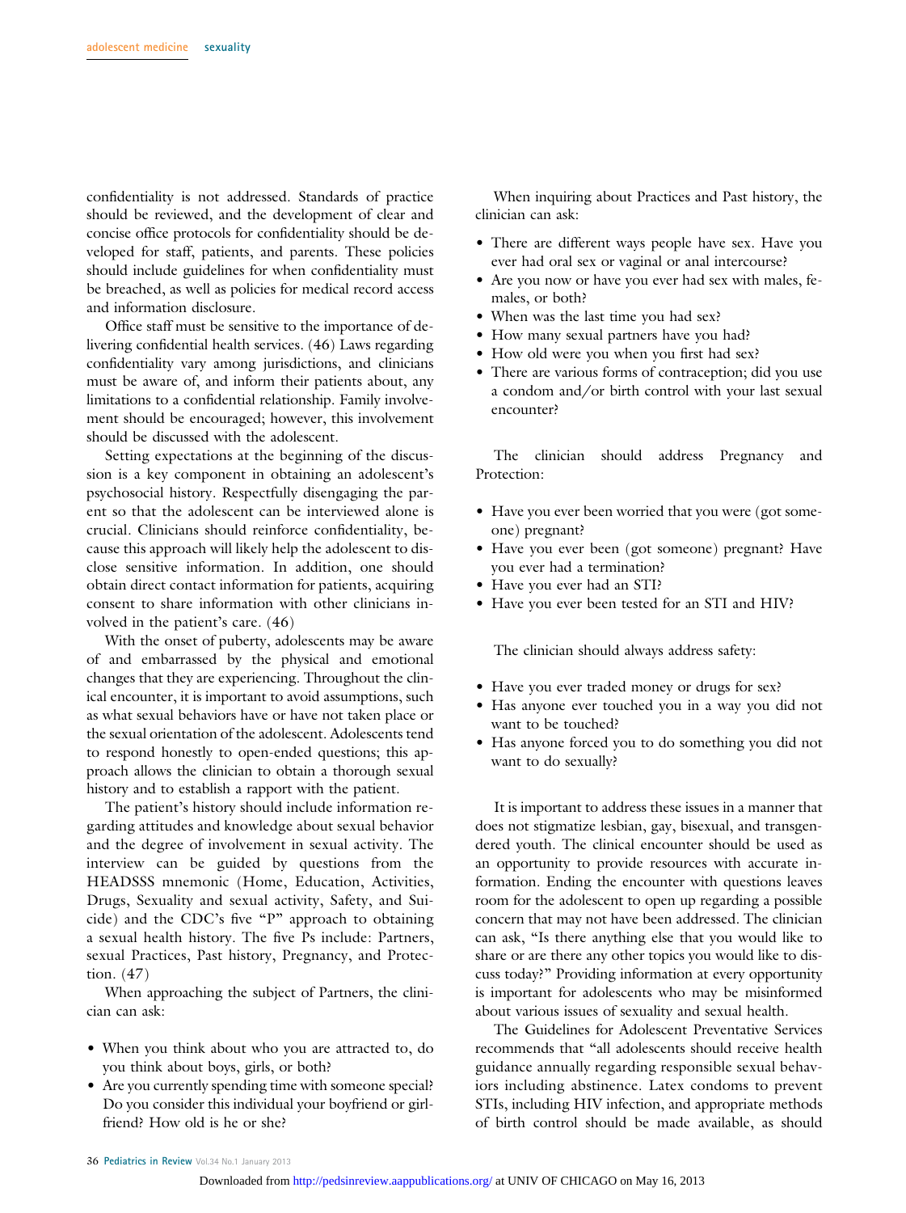confidentiality is not addressed. Standards of practice should be reviewed, and the development of clear and concise office protocols for confidentiality should be developed for staff, patients, and parents. These policies should include guidelines for when confidentiality must be breached, as well as policies for medical record access and information disclosure.

Office staff must be sensitive to the importance of delivering confidential health services. (46) Laws regarding confidentiality vary among jurisdictions, and clinicians must be aware of, and inform their patients about, any limitations to a confidential relationship. Family involvement should be encouraged; however, this involvement should be discussed with the adolescent.

Setting expectations at the beginning of the discussion is a key component in obtaining an adolescent's psychosocial history. Respectfully disengaging the parent so that the adolescent can be interviewed alone is crucial. Clinicians should reinforce confidentiality, because this approach will likely help the adolescent to disclose sensitive information. In addition, one should obtain direct contact information for patients, acquiring consent to share information with other clinicians involved in the patient's care. (46)

With the onset of puberty, adolescents may be aware of and embarrassed by the physical and emotional changes that they are experiencing. Throughout the clinical encounter, it is important to avoid assumptions, such as what sexual behaviors have or have not taken place or the sexual orientation of the adolescent. Adolescents tend to respond honestly to open-ended questions; this approach allows the clinician to obtain a thorough sexual history and to establish a rapport with the patient.

The patient's history should include information regarding attitudes and knowledge about sexual behavior and the degree of involvement in sexual activity. The interview can be guided by questions from the HEADSSS mnemonic (Home, Education, Activities, Drugs, Sexuality and sexual activity, Safety, and Suicide) and the CDC's five "P" approach to obtaining a sexual health history. The five Ps include: Partners, sexual Practices, Past history, Pregnancy, and Protection. (47)

When approaching the subject of Partners, the clinician can ask:

- When you think about who you are attracted to, do you think about boys, girls, or both?
- Are you currently spending time with someone special? Do you consider this individual your boyfriend or girlfriend? How old is he or she?

When inquiring about Practices and Past history, the clinician can ask:

- There are different ways people have sex. Have you ever had oral sex or vaginal or anal intercourse?
- Are you now or have you ever had sex with males, females, or both?
- When was the last time you had sex?
- How many sexual partners have you had?
- How old were you when you first had sex?
- There are various forms of contraception; did you use a condom and/or birth control with your last sexual encounter?

The clinician should address Pregnancy and Protection:

- Have you ever been worried that you were (got someone) pregnant?
- Have you ever been (got someone) pregnant? Have you ever had a termination?
- Have you ever had an STI?
- Have you ever been tested for an STI and HIV?

The clinician should always address safety:

- Have you ever traded money or drugs for sex?
- Has anyone ever touched you in a way you did not want to be touched?
- Has anyone forced you to do something you did not want to do sexually?

It is important to address these issues in a manner that does not stigmatize lesbian, gay, bisexual, and transgendered youth. The clinical encounter should be used as an opportunity to provide resources with accurate information. Ending the encounter with questions leaves room for the adolescent to open up regarding a possible concern that may not have been addressed. The clinician can ask, "Is there anything else that you would like to share or are there any other topics you would like to discuss today?" Providing information at every opportunity is important for adolescents who may be misinformed about various issues of sexuality and sexual health.

The Guidelines for Adolescent Preventative Services recommends that "all adolescents should receive health guidance annually regarding responsible sexual behaviors including abstinence. Latex condoms to prevent STIs, including HIV infection, and appropriate methods of birth control should be made available, as should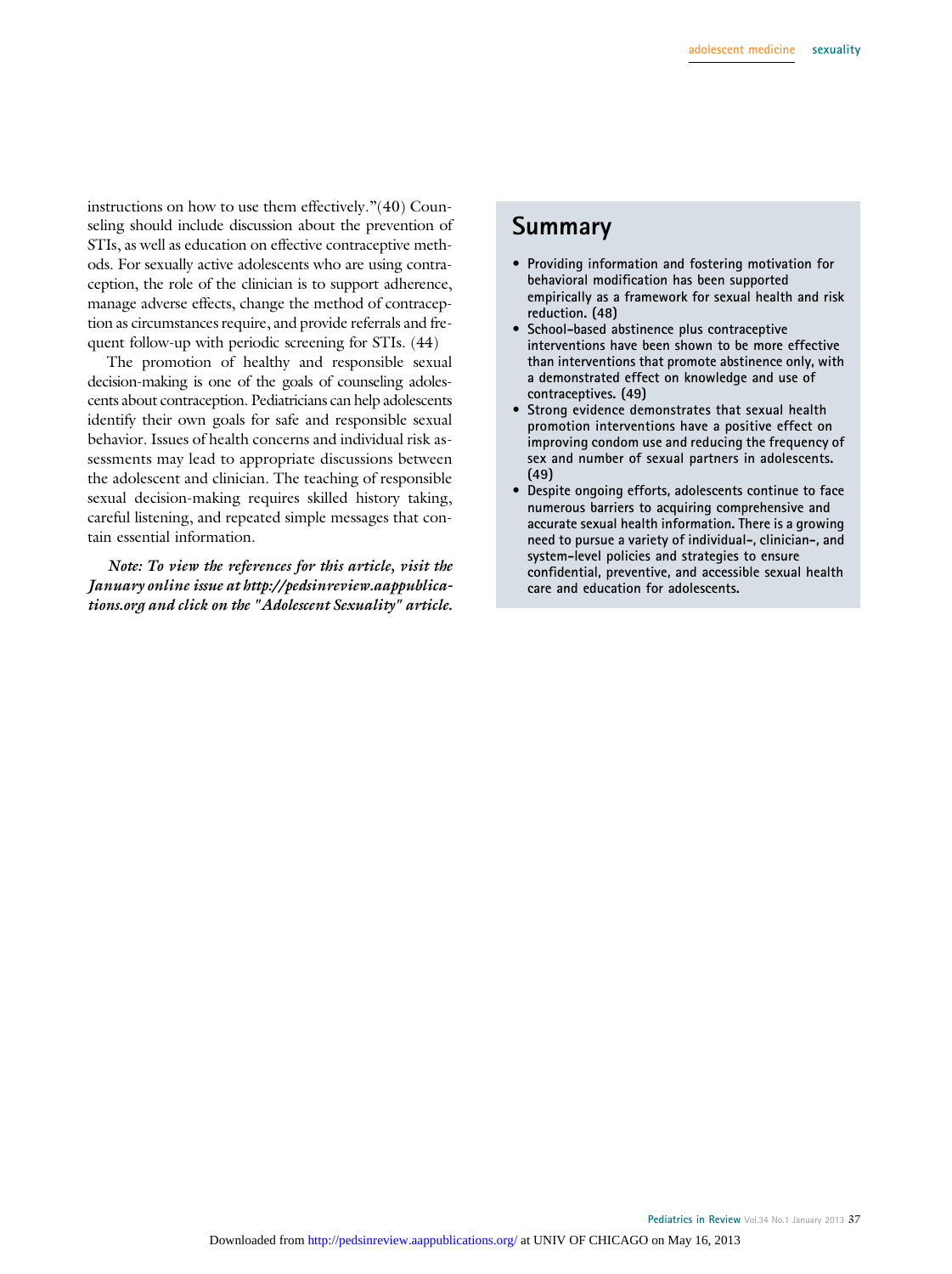instructions on how to use them effectively."(40) Counseling should include discussion about the prevention of STIs, as well as education on effective contraceptive methods. For sexually active adolescents who are using contraception, the role of the clinician is to support adherence, manage adverse effects, change the method of contraception as circumstances require, and provide referrals and frequent follow-up with periodic screening for STIs. (44)

The promotion of healthy and responsible sexual decision-making is one of the goals of counseling adolescents about contraception. Pediatricians can help adolescents identify their own goals for safe and responsible sexual behavior. Issues of health concerns and individual risk assessments may lead to appropriate discussions between the adolescent and clinician. The teaching of responsible sexual decision-making requires skilled history taking, careful listening, and repeated simple messages that contain essential information.

***Note: To view the references for this article, visit the January online issue at http://pedsinreview.aappublications.org and click on the "Adolescent Sexuality" article.***

## Summary

- **Providing information and fostering motivation for behavioral modification has been supported empirically as a framework for sexual health and risk reduction. (48)**
- **School-based abstinence plus contraceptive interventions have been shown to be more effective than interventions that promote abstinence only, with a demonstrated effect on knowledge and use of contraceptives. (49)**
- **Strong evidence demonstrates that sexual health promotion interventions have a positive effect on improving condom use and reducing the frequency of sex and number of sexual partners in adolescents. (49)**
- **Despite ongoing efforts, adolescents continue to face numerous barriers to acquiring comprehensive and accurate sexual health information. There is a growing need to pursue a variety of individual-, clinician-, and system-level policies and strategies to ensure confidential, preventive, and accessible sexual health care and education for adolescents.**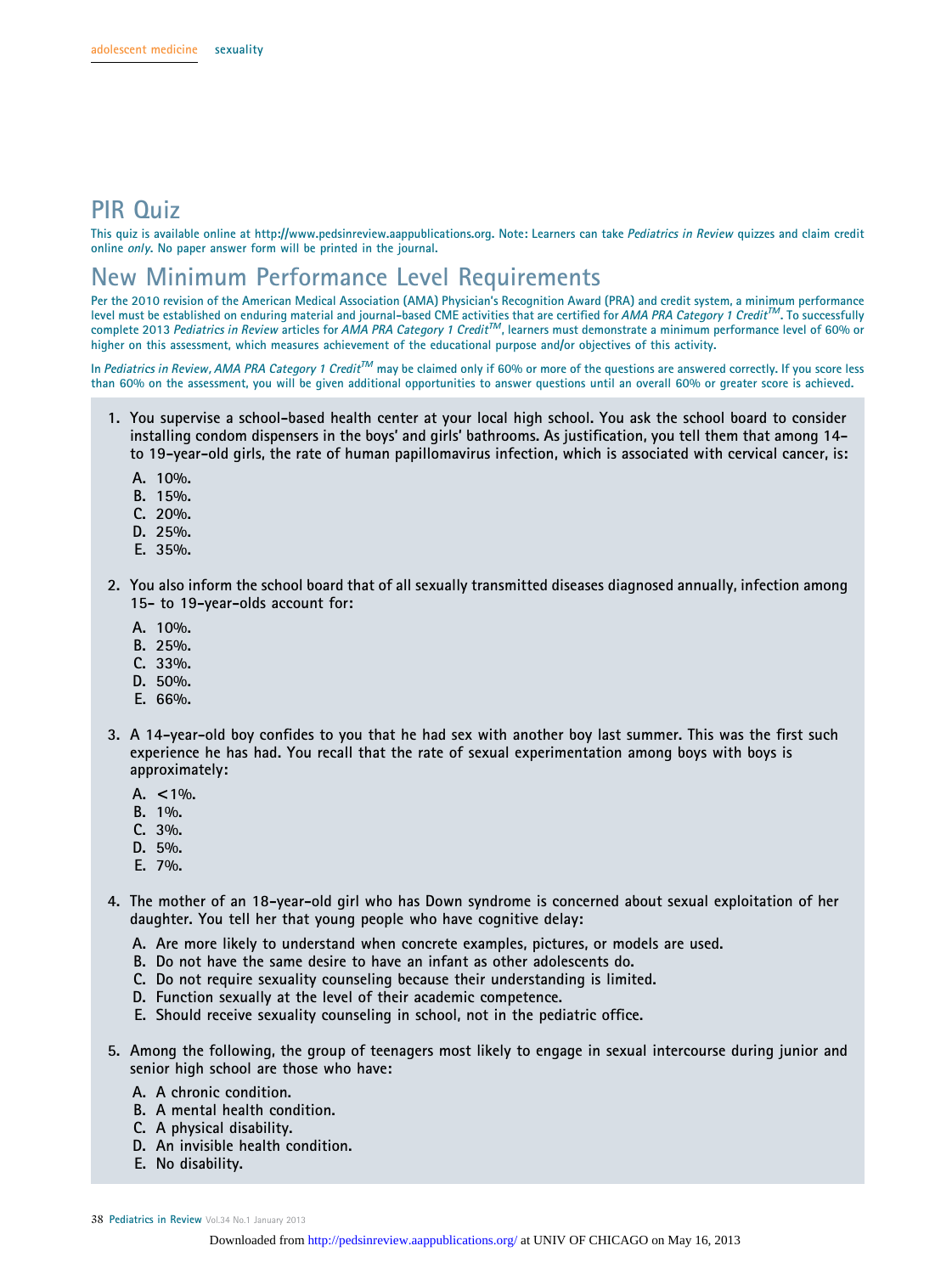# PIR Quiz

This quiz is available online at http://www.pedsinreview.aappublications.org. Note: Learners can take *Pediatrics in Review* quizzes and claim credit online *only*. No paper answer form will be printed in the journal.

# New Minimum Performance Level Requirements

Per the 2010 revision of the American Medical Association (AMA) Physician's Recognition Award (PRA) and credit system, a minimum performance level must be established on enduring material and journal-based CME activities that are certified for *AMA PRA Category 1 Credit*™. To successfully complete 2013 *Pediatrics in Review* articles for *AMA PRA Category 1 Credit*™, learners must demonstrate a minimum performance level of 60% or higher on this assessment, which measures achievement of the educational purpose and/or objectives of this activity.

In *Pediatrics in Review, AMA PRA Category 1 Credit*™ may be claimed only if 60% or more of the questions are answered correctly. If you score less than 60% on the assessment, you will be given additional opportunities to answer questions until an overall 60% or greater score is achieved.

1. You supervise a school-based health center at your local high school. You ask the school board to consider installing condom dispensers in the boys' and girls' bathrooms. As justification, you tell them that among 14- to 19-year-old girls, the rate of human papillomavirus infection, which is associated with cervical cancer, is:
   - A. 10%.
   - B. 15%.
   - C. 20%.
   - D. 25%.
   - E. 35%.

2. You also inform the school board that of all sexually transmitted diseases diagnosed annually, infection among 15- to 19-year-olds account for:
   - A. 10%.
   - B. 25%.
   - C. 33%.
   - D. 50%.
   - E. 66%.

3. A 14-year-old boy confides to you that he had sex with another boy last summer. This was the first such experience he has had. You recall that the rate of sexual experimentation among boys with boys is approximately:
   - A. <1%.
   - B. 1%.
   - C. 3%.
   - D. 5%.
   - E. 7%.

4. The mother of an 18-year-old girl who has Down syndrome is concerned about sexual exploitation of her daughter. You tell her that young people who have cognitive delay:
   - A. Are more likely to understand when concrete examples, pictures, or models are used.
   - B. Do not have the same desire to have an infant as other adolescents do.
   - C. Do not require sexuality counseling because their understanding is limited.
   - D. Function sexually at the level of their academic competence.
   - E. Should receive sexuality counseling in school, not in the pediatric office.

5. Among the following, the group of teenagers most likely to engage in sexual intercourse during junior and senior high school are those who have:
   - A. A chronic condition.
   - B. A mental health condition.
   - C. A physical disability.
   - D. An invisible health condition.
   - E. No disability.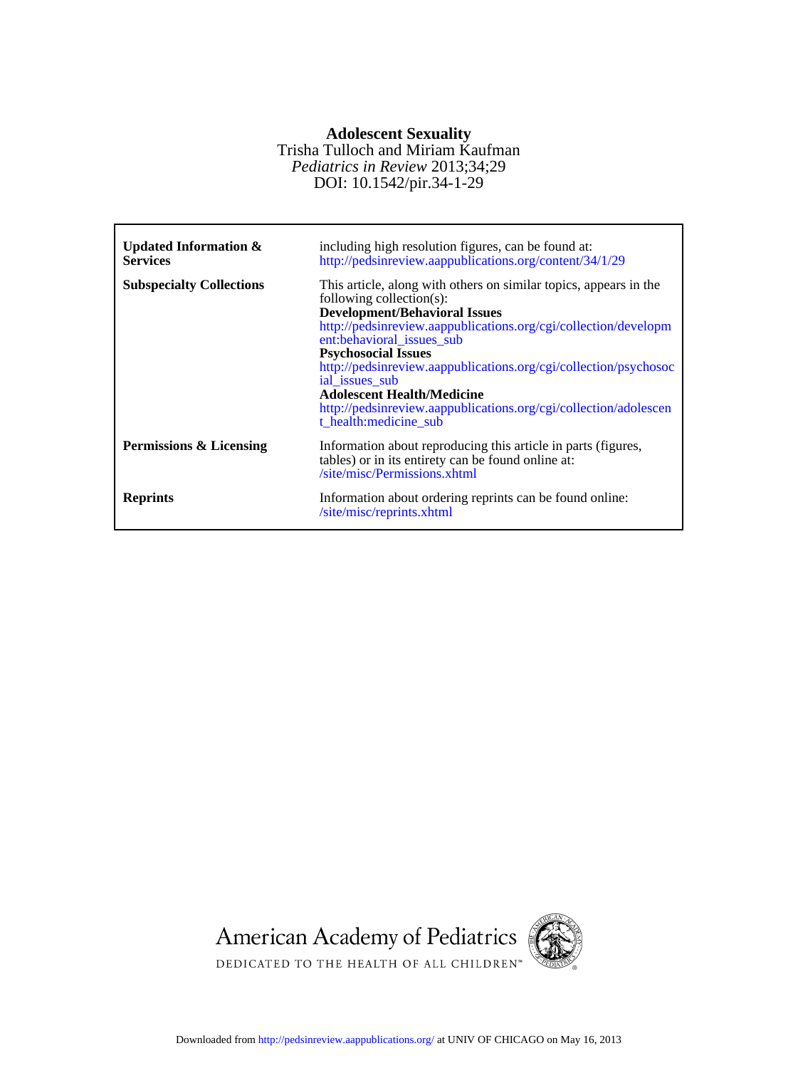# Adolescent Sexuality

Trisha Tulloch and Miriam Kaufman

*Pediatrics in Review* 2013;34;29

DOI: 10.1542/pir.34-1-29

| | |
|---|---|
| **Updated Information & Services** | including high resolution figures, can be found at: http://pedsinreview.aappublications.org/content/34/1/29 |
| **Subspecialty Collections** | This article, along with others on similar topics, appears in the following collection(s): **Development/Behavioral Issues** http://pedsinreview.aappublications.org/cgi/collection/development:behavioral_issues_sub **Psychosocial Issues** http://pedsinreview.aappublications.org/cgi/collection/psychosocial_issues_sub **Adolescent Health/Medicine** http://pedsinreview.aappublications.org/cgi/collection/adolescent_health:medicine_sub |
| **Permissions & Licensing** | Information about reproducing this article in parts (figures, tables) or in its entirety can be found online at: /site/misc/Permissions.xhtml |
| **Reprints** | Information about ordering reprints can be found online: /site/misc/reprints.xhtml |

American Academy of Pediatrics

DEDICATED TO THE HEALTH OF ALL CHILDREN™

Downloaded from http://pedsinreview.aappublications.org/ at UNIV OF CHICAGO on May 16, 2013